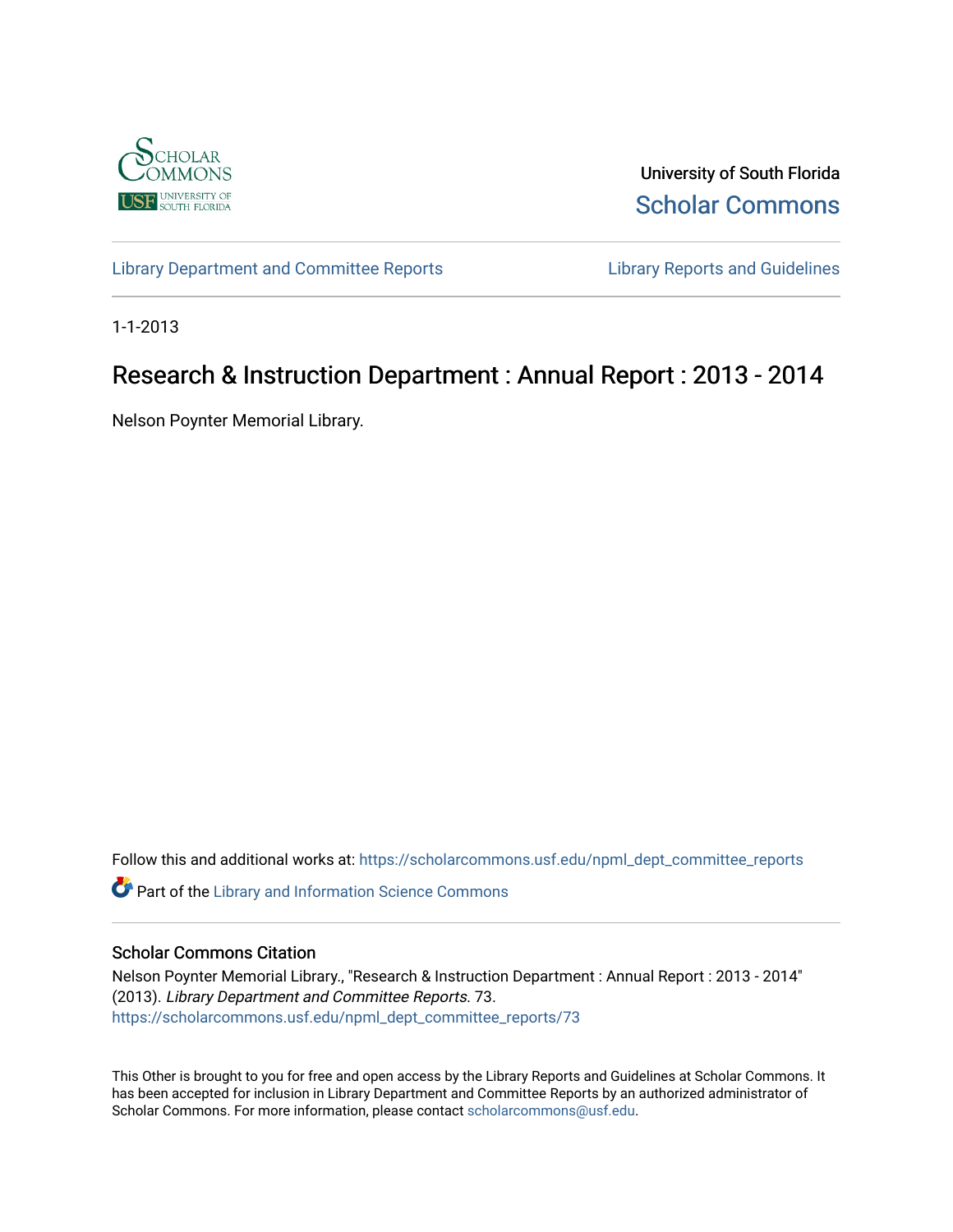University of South Florida

Scholar Commons

Library Department and Committee Reports

Library Reports and Guidelines

1-1-2013

# Research & Instruction Department : Annual Report : 2013 - 2014

Nelson Poynter Memorial Library.

Follow this and additional works at: https://scholarcommons.usf.edu/npml_dept_committee_reports

Part of the Library and Information Science Commons

## Scholar Commons Citation

Nelson Poynter Memorial Library., "Research & Instruction Department : Annual Report : 2013 - 2014" (2013). *Library Department and Committee Reports*. 73.
https://scholarcommons.usf.edu/npml_dept_committee_reports/73

This Other is brought to you for free and open access by the Library Reports and Guidelines at Scholar Commons. It has been accepted for inclusion in Library Department and Committee Reports by an authorized administrator of Scholar Commons. For more information, please contact scholarcommons@usf.edu.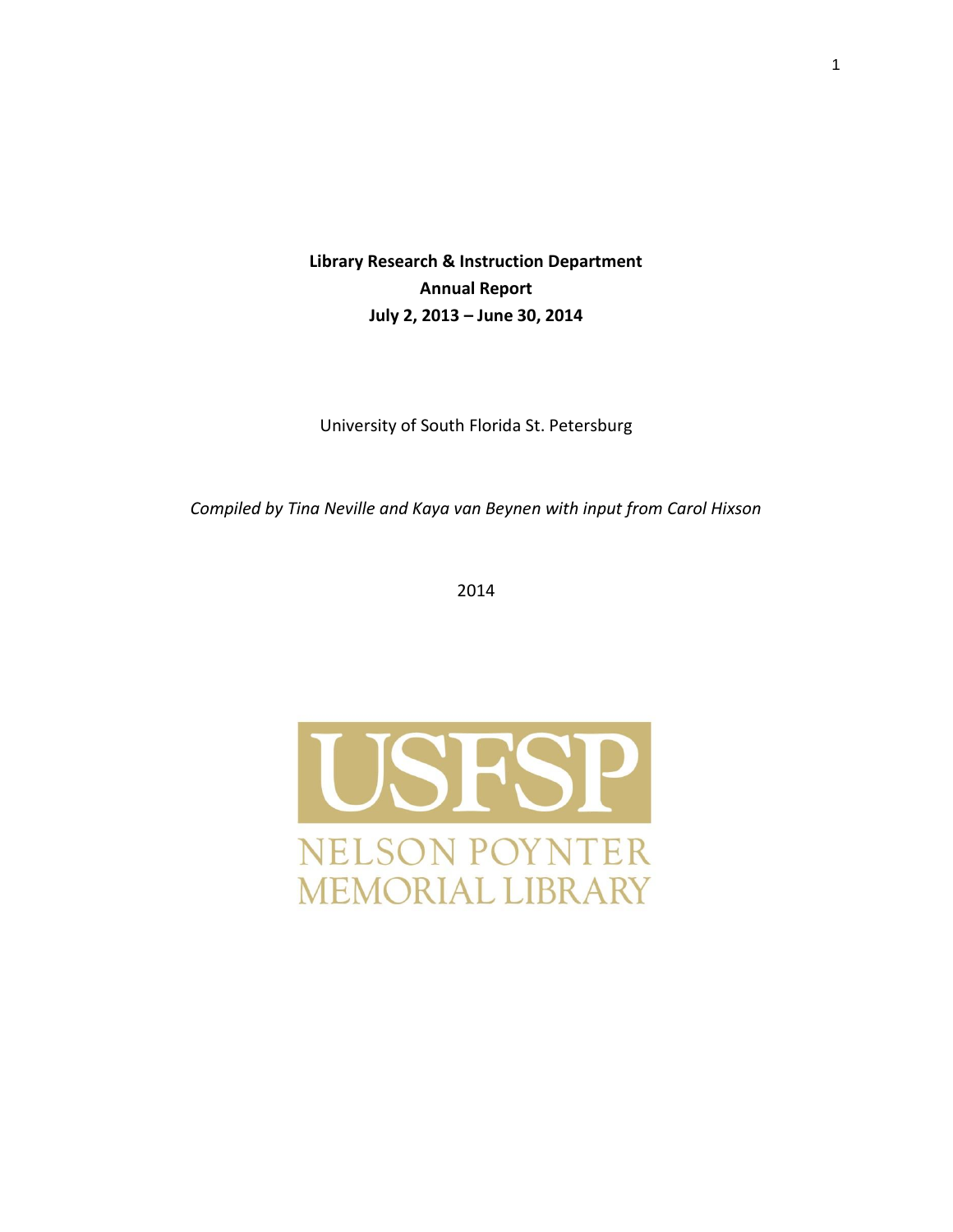**Library Research & Instruction Department**
**Annual Report**
**July 2, 2013 – June 30, 2014**

University of South Florida St. Petersburg

*Compiled by Tina Neville and Kaya van Beynen with input from Carol Hixson*

2014

USFSP

NELSON POYNTER MEMORIAL LIBRARY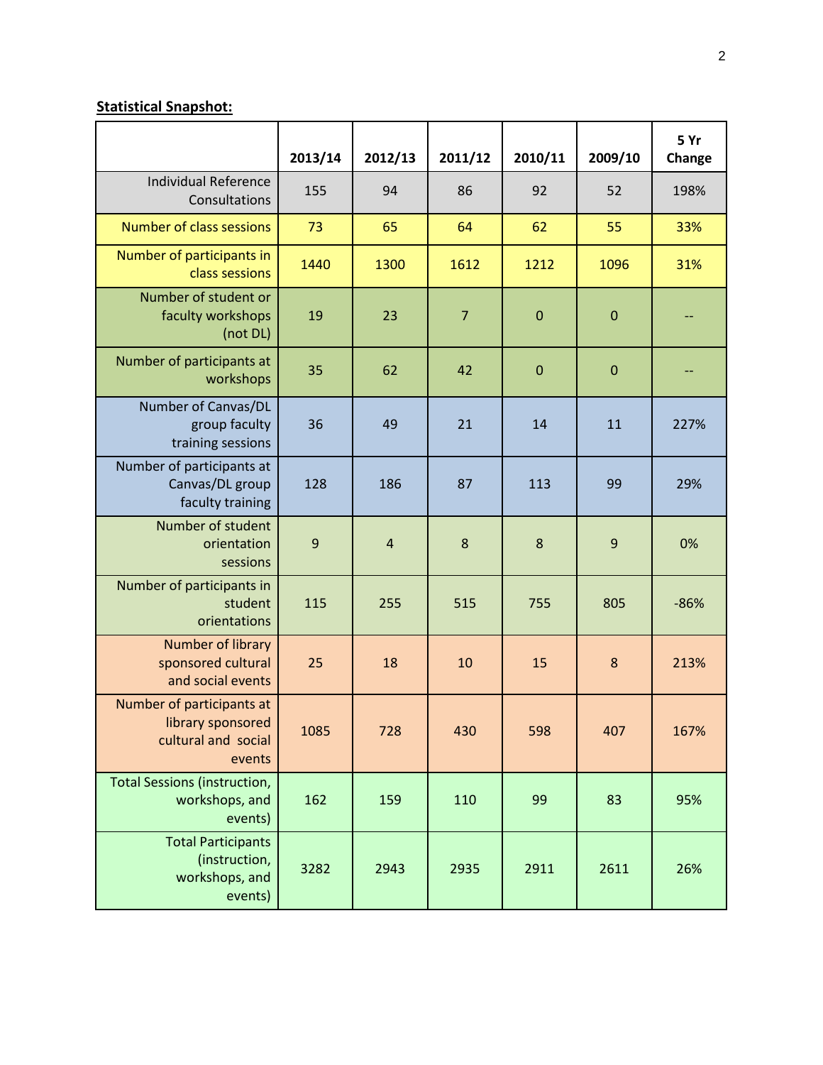**Statistical Snapshot:**

| | 2013/14 | 2012/13 | 2011/12 | 2010/11 | 2009/10 | 5 Yr Change |
|---|---|---|---|---|---|---|
| Individual Reference Consultations | 155 | 94 | 86 | 92 | 52 | 198% |
| Number of class sessions | 73 | 65 | 64 | 62 | 55 | 33% |
| Number of participants in class sessions | 1440 | 1300 | 1612 | 1212 | 1096 | 31% |
| Number of student or faculty workshops (not DL) | 19 | 23 | 7 | 0 | 0 | -- |
| Number of participants at workshops | 35 | 62 | 42 | 0 | 0 | -- |
| Number of Canvas/DL group faculty training sessions | 36 | 49 | 21 | 14 | 11 | 227% |
| Number of participants at Canvas/DL group faculty training | 128 | 186 | 87 | 113 | 99 | 29% |
| Number of student orientation sessions | 9 | 4 | 8 | 8 | 9 | 0% |
| Number of participants in student orientations | 115 | 255 | 515 | 755 | 805 | -86% |
| Number of library sponsored cultural and social events | 25 | 18 | 10 | 15 | 8 | 213% |
| Number of participants at library sponsored cultural and social events | 1085 | 728 | 430 | 598 | 407 | 167% |
| Total Sessions (instruction, workshops, and events) | 162 | 159 | 110 | 99 | 83 | 95% |
| Total Participants (instruction, workshops, and events) | 3282 | 2943 | 2935 | 2911 | 2611 | 26% |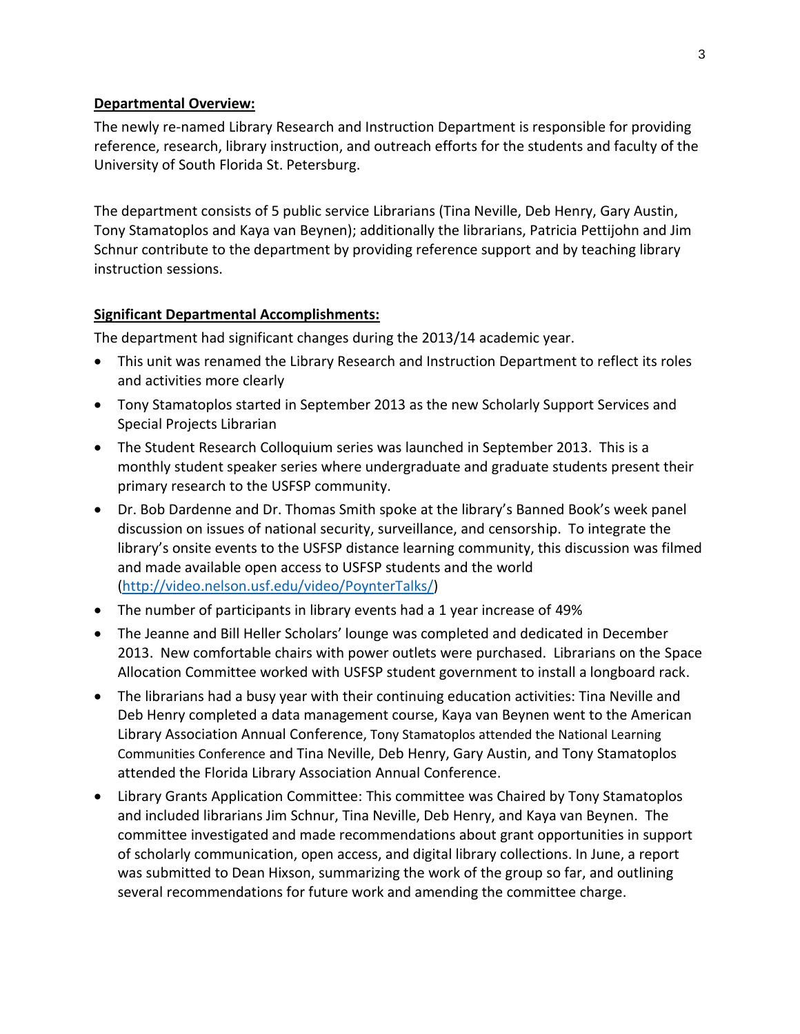**Departmental Overview:**

The newly re-named Library Research and Instruction Department is responsible for providing reference, research, library instruction, and outreach efforts for the students and faculty of the University of South Florida St. Petersburg.

The department consists of 5 public service Librarians (Tina Neville, Deb Henry, Gary Austin, Tony Stamatoplos and Kaya van Beynen); additionally the librarians, Patricia Pettijohn and Jim Schnur contribute to the department by providing reference support and by teaching library instruction sessions.

**Significant Departmental Accomplishments:**

The department had significant changes during the 2013/14 academic year.

- This unit was renamed the Library Research and Instruction Department to reflect its roles and activities more clearly
- Tony Stamatoplos started in September 2013 as the new Scholarly Support Services and Special Projects Librarian
- The Student Research Colloquium series was launched in September 2013. This is a monthly student speaker series where undergraduate and graduate students present their primary research to the USFSP community.
- Dr. Bob Dardenne and Dr. Thomas Smith spoke at the library's Banned Book's week panel discussion on issues of national security, surveillance, and censorship. To integrate the library's onsite events to the USFSP distance learning community, this discussion was filmed and made available open access to USFSP students and the world (http://video.nelson.usf.edu/video/PoynterTalks/)
- The number of participants in library events had a 1 year increase of 49%
- The Jeanne and Bill Heller Scholars' lounge was completed and dedicated in December 2013. New comfortable chairs with power outlets were purchased. Librarians on the Space Allocation Committee worked with USFSP student government to install a longboard rack.
- The librarians had a busy year with their continuing education activities: Tina Neville and Deb Henry completed a data management course, Kaya van Beynen went to the American Library Association Annual Conference, Tony Stamatoplos attended the National Learning Communities Conference and Tina Neville, Deb Henry, Gary Austin, and Tony Stamatoplos attended the Florida Library Association Annual Conference.
- Library Grants Application Committee: This committee was Chaired by Tony Stamatoplos and included librarians Jim Schnur, Tina Neville, Deb Henry, and Kaya van Beynen. The committee investigated and made recommendations about grant opportunities in support of scholarly communication, open access, and digital library collections. In June, a report was submitted to Dean Hixson, summarizing the work of the group so far, and outlining several recommendations for future work and amending the committee charge.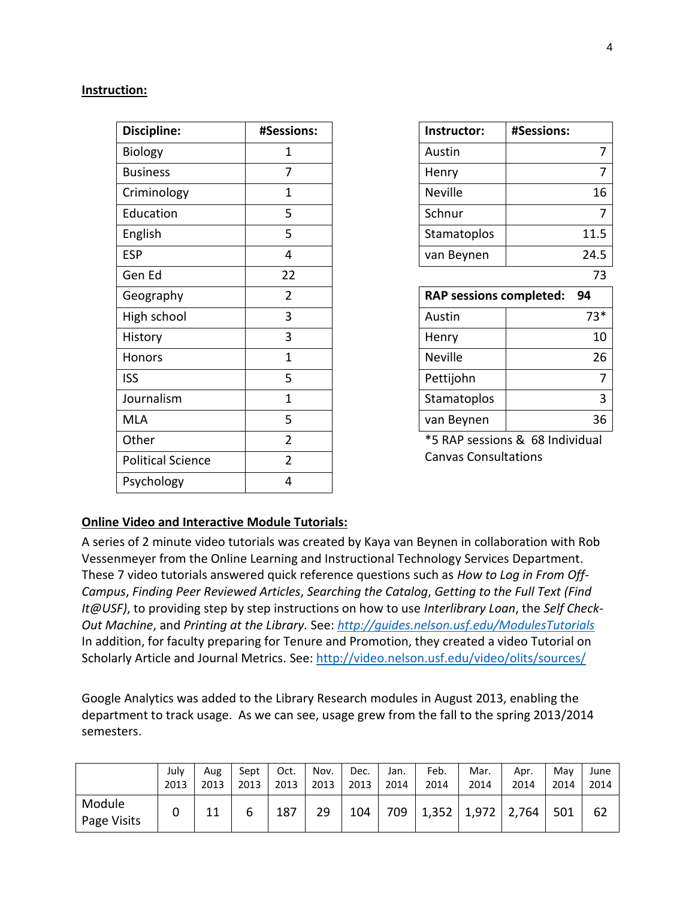**Instruction:**

| Discipline: | #Sessions: |
|---|---|
| Biology | 1 |
| Business | 7 |
| Criminology | 1 |
| Education | 5 |
| English | 5 |
| ESP | 4 |
| Gen Ed | 22 |
| Geography | 2 |
| High school | 3 |
| History | 3 |
| Honors | 1 |
| ISS | 5 |
| Journalism | 1 |
| MLA | 5 |
| Other | 2 |
| Political Science | 2 |
| Psychology | 4 |

| Instructor: | #Sessions: |
|---|---|
| Austin | 7 |
| Henry | 7 |
| Neville | 16 |
| Schnur | 7 |
| Stamatoplos | 11.5 |
| van Beynen | 24.5 |
| | 73 |

| RAP sessions completed: | 94 |
|---|---|
| Austin | 73* |
| Henry | 10 |
| Neville | 26 |
| Pettijohn | 7 |
| Stamatoplos | 3 |
| van Beynen | 36 |

*5 RAP sessions & 68 Individual Canvas Consultations

**Online Video and Interactive Module Tutorials:**

A series of 2 minute video tutorials was created by Kaya van Beynen in collaboration with Rob Vessenmeyer from the Online Learning and Instructional Technology Services Department. These 7 video tutorials answered quick reference questions such as *How to Log in From Off-Campus*, *Finding Peer Reviewed Articles*, *Searching the Catalog*, *Getting to the Full Text (Find It@USF)*, to providing step by step instructions on how to use *Interlibrary Loan*, the *Self Check-Out Machine*, and *Printing at the Library*. See: *http://guides.nelson.usf.edu/ModulesTutorials* In addition, for faculty preparing for Tenure and Promotion, they created a video Tutorial on Scholarly Article and Journal Metrics. See: http://video.nelson.usf.edu/video/olits/sources/

Google Analytics was added to the Library Research modules in August 2013, enabling the department to track usage. As we can see, usage grew from the fall to the spring 2013/2014 semesters.

| | July 2013 | Aug 2013 | Sept 2013 | Oct. 2013 | Nov. 2013 | Dec. 2013 | Jan. 2014 | Feb. 2014 | Mar. 2014 | Apr. 2014 | May 2014 | June 2014 |
|---|---|---|---|---|---|---|---|---|---|---|---|---|
| Module Page Visits | 0 | 11 | 6 | 187 | 29 | 104 | 709 | 1,352 | 1,972 | 2,764 | 501 | 62 |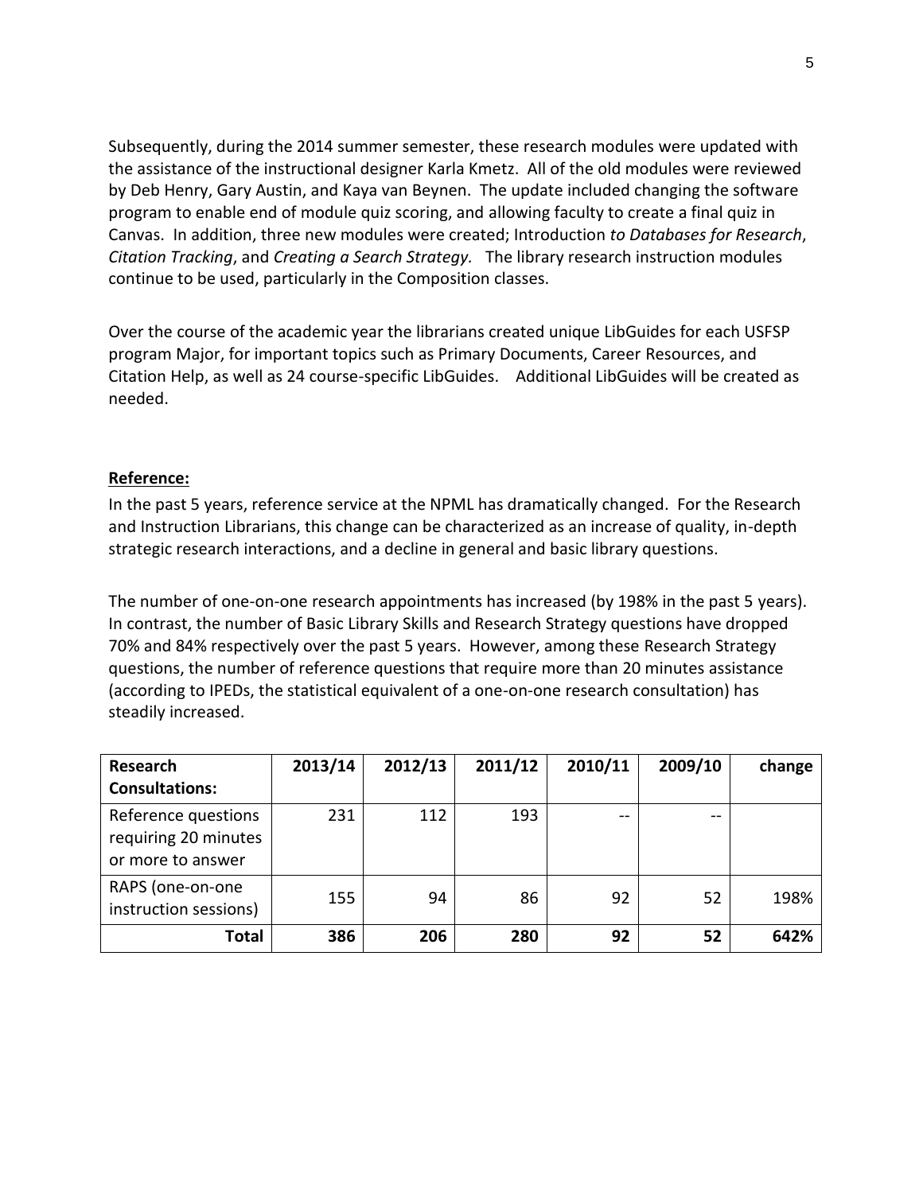Subsequently, during the 2014 summer semester, these research modules were updated with the assistance of the instructional designer Karla Kmetz. All of the old modules were reviewed by Deb Henry, Gary Austin, and Kaya van Beynen. The update included changing the software program to enable end of module quiz scoring, and allowing faculty to create a final quiz in Canvas. In addition, three new modules were created; Introduction *to Databases for Research*, *Citation Tracking*, and *Creating a Search Strategy.* The library research instruction modules continue to be used, particularly in the Composition classes.

Over the course of the academic year the librarians created unique LibGuides for each USFSP program Major, for important topics such as Primary Documents, Career Resources, and Citation Help, as well as 24 course-specific LibGuides. Additional LibGuides will be created as needed.

**Reference:**

In the past 5 years, reference service at the NPML has dramatically changed. For the Research and Instruction Librarians, this change can be characterized as an increase of quality, in-depth strategic research interactions, and a decline in general and basic library questions.

The number of one-on-one research appointments has increased (by 198% in the past 5 years). In contrast, the number of Basic Library Skills and Research Strategy questions have dropped 70% and 84% respectively over the past 5 years. However, among these Research Strategy questions, the number of reference questions that require more than 20 minutes assistance (according to IPEDs, the statistical equivalent of a one-on-one research consultation) has steadily increased.

| **Research Consultations:** | **2013/14** | **2012/13** | **2011/12** | **2010/11** | **2009/10** | **change** |
|---|---|---|---|---|---|---|
| Reference questions requiring 20 minutes or more to answer | 231 | 112 | 193 | -- | -- | |
| RAPS (one-on-one instruction sessions) | 155 | 94 | 86 | 92 | 52 | 198% |
| **Total** | **386** | **206** | **280** | **92** | **52** | **642%** |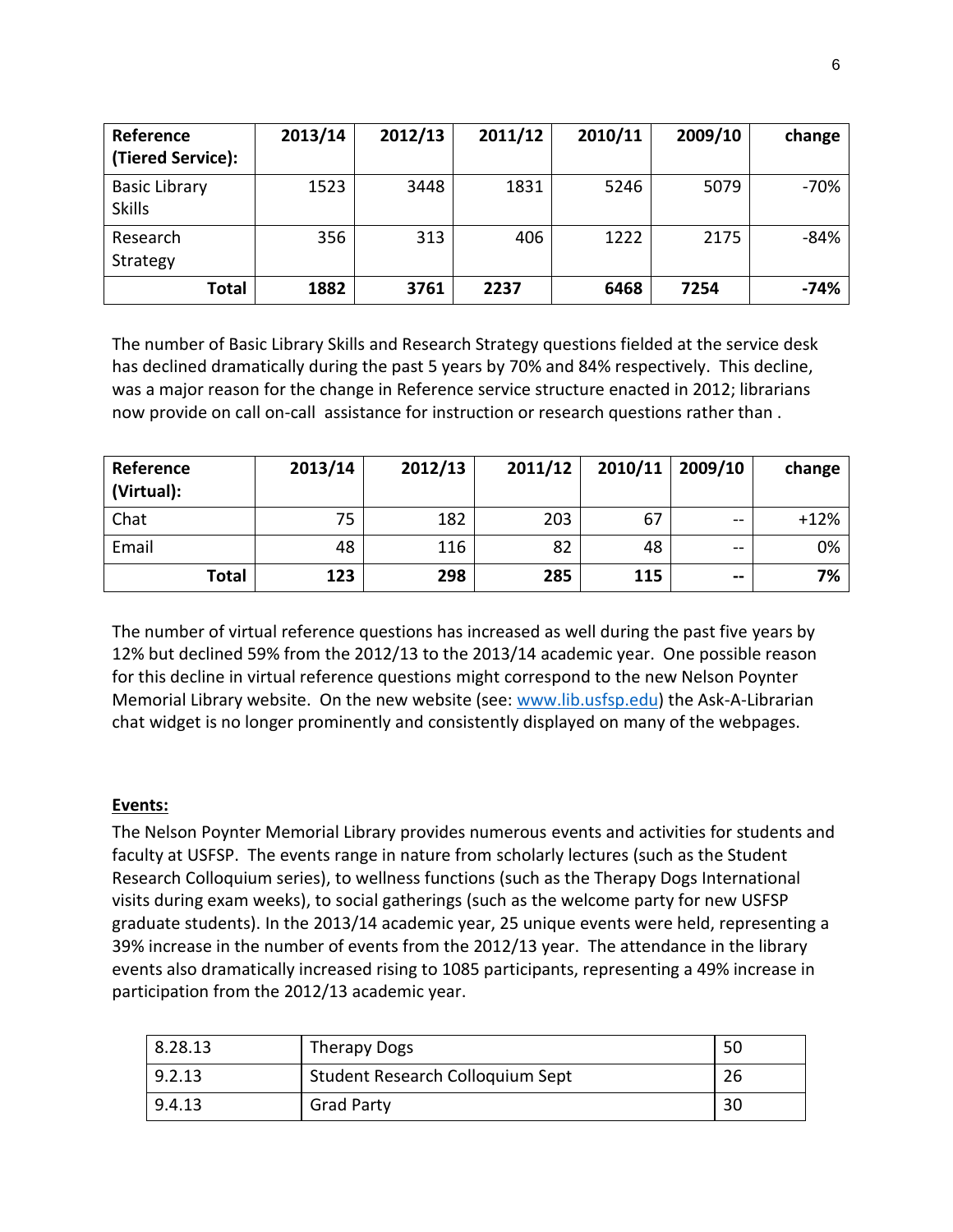| **Reference (Tiered Service):** | **2013/14** | **2012/13** | **2011/12** | **2010/11** | **2009/10** | **change** |
|---|---|---|---|---|---|---|
| Basic Library Skills | 1523 | 3448 | 1831 | 5246 | 5079 | -70% |
| Research Strategy | 356 | 313 | 406 | 1222 | 2175 | -84% |
| **Total** | **1882** | **3761** | **2237** | **6468** | **7254** | **-74%** |

The number of Basic Library Skills and Research Strategy questions fielded at the service desk has declined dramatically during the past 5 years by 70% and 84% respectively. This decline, was a major reason for the change in Reference service structure enacted in 2012; librarians now provide on call on-call assistance for instruction or research questions rather than .

| **Reference (Virtual):** | **2013/14** | **2012/13** | **2011/12** | **2010/11** | **2009/10** | **change** |
|---|---|---|---|---|---|---|
| Chat | 75 | 182 | 203 | 67 | -- | +12% |
| Email | 48 | 116 | 82 | 48 | -- | 0% |
| **Total** | **123** | **298** | **285** | **115** | **--** | **7%** |

The number of virtual reference questions has increased as well during the past five years by 12% but declined 59% from the 2012/13 to the 2013/14 academic year. One possible reason for this decline in virtual reference questions might correspond to the new Nelson Poynter Memorial Library website. On the new website (see: www.lib.usfsp.edu) the Ask-A-Librarian chat widget is no longer prominently and consistently displayed on many of the webpages.

**Events:**

The Nelson Poynter Memorial Library provides numerous events and activities for students and faculty at USFSP. The events range in nature from scholarly lectures (such as the Student Research Colloquium series), to wellness functions (such as the Therapy Dogs International visits during exam weeks), to social gatherings (such as the welcome party for new USFSP graduate students). In the 2013/14 academic year, 25 unique events were held, representing a 39% increase in the number of events from the 2012/13 year. The attendance in the library events also dramatically increased rising to 1085 participants, representing a 49% increase in participation from the 2012/13 academic year.

| | | |
|---|---|---|
| 8.28.13 | Therapy Dogs | 50 |
| 9.2.13 | Student Research Colloquium Sept | 26 |
| 9.4.13 | Grad Party | 30 |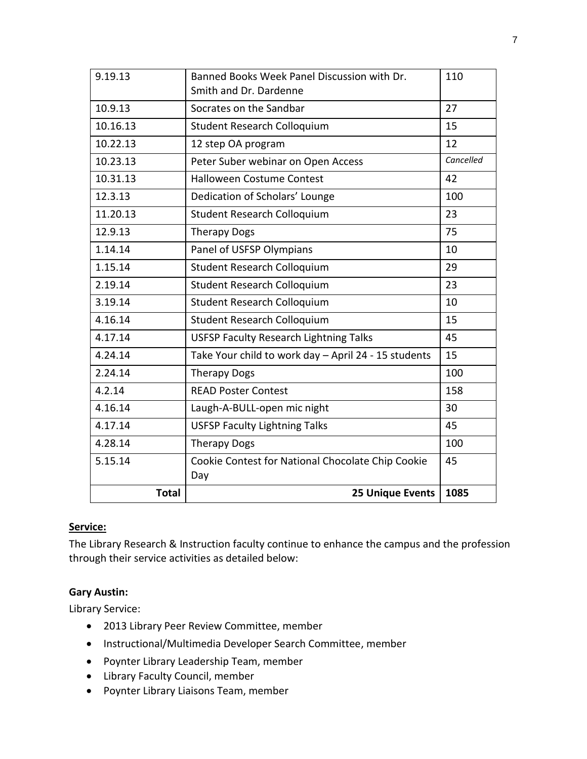| 9.19.13 | Banned Books Week Panel Discussion with Dr. Smith and Dr. Dardenne | 110 |
|---|---|---|
| 10.9.13 | Socrates on the Sandbar | 27 |
| 10.16.13 | Student Research Colloquium | 15 |
| 10.22.13 | 12 step OA program | 12 |
| 10.23.13 | Peter Suber webinar on Open Access | *Cancelled* |
| 10.31.13 | Halloween Costume Contest | 42 |
| 12.3.13 | Dedication of Scholars' Lounge | 100 |
| 11.20.13 | Student Research Colloquium | 23 |
| 12.9.13 | Therapy Dogs | 75 |
| 1.14.14 | Panel of USFSP Olympians | 10 |
| 1.15.14 | Student Research Colloquium | 29 |
| 2.19.14 | Student Research Colloquium | 23 |
| 3.19.14 | Student Research Colloquium | 10 |
| 4.16.14 | Student Research Colloquium | 15 |
| 4.17.14 | USFSP Faculty Research Lightning Talks | 45 |
| 4.24.14 | Take Your child to work day – April 24 - 15 students | 15 |
| 2.24.14 | Therapy Dogs | 100 |
| 4.2.14 | READ Poster Contest | 158 |
| 4.16.14 | Laugh-A-BULL-open mic night | 30 |
| 4.17.14 | USFSP Faculty Lightning Talks | 45 |
| 4.28.14 | Therapy Dogs | 100 |
| 5.15.14 | Cookie Contest for National Chocolate Chip Cookie Day | 45 |
| **Total** | **25 Unique Events** | **1085** |

## Service:

The Library Research & Instruction faculty continue to enhance the campus and the profession through their service activities as detailed below:

### Gary Austin:

Library Service:

- 2013 Library Peer Review Committee, member
- Instructional/Multimedia Developer Search Committee, member
- Poynter Library Leadership Team, member
- Library Faculty Council, member
- Poynter Library Liaisons Team, member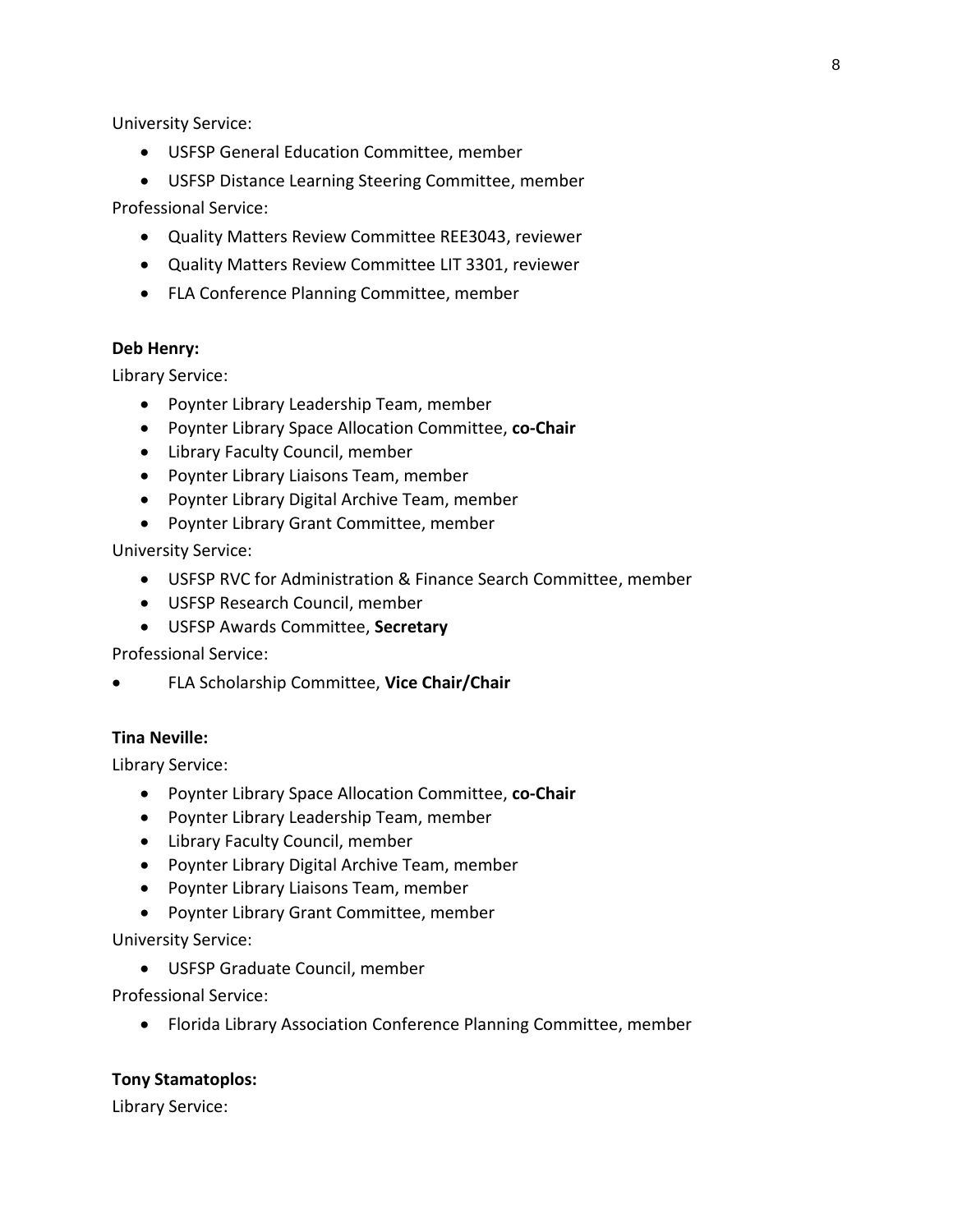University Service:

- USFSP General Education Committee, member
- USFSP Distance Learning Steering Committee, member

Professional Service:

- Quality Matters Review Committee REE3043, reviewer
- Quality Matters Review Committee LIT 3301, reviewer
- FLA Conference Planning Committee, member

**Deb Henry:**

Library Service:

- Poynter Library Leadership Team, member
- Poynter Library Space Allocation Committee, **co-Chair**
- Library Faculty Council, member
- Poynter Library Liaisons Team, member
- Poynter Library Digital Archive Team, member
- Poynter Library Grant Committee, member

University Service:

- USFSP RVC for Administration & Finance Search Committee, member
- USFSP Research Council, member
- USFSP Awards Committee, **Secretary**

Professional Service:

- FLA Scholarship Committee, **Vice Chair/Chair**

**Tina Neville:**

Library Service:

- Poynter Library Space Allocation Committee, **co-Chair**
- Poynter Library Leadership Team, member
- Library Faculty Council, member
- Poynter Library Digital Archive Team, member
- Poynter Library Liaisons Team, member
- Poynter Library Grant Committee, member

University Service:

- USFSP Graduate Council, member

Professional Service:

- Florida Library Association Conference Planning Committee, member

**Tony Stamatoplos:**

Library Service: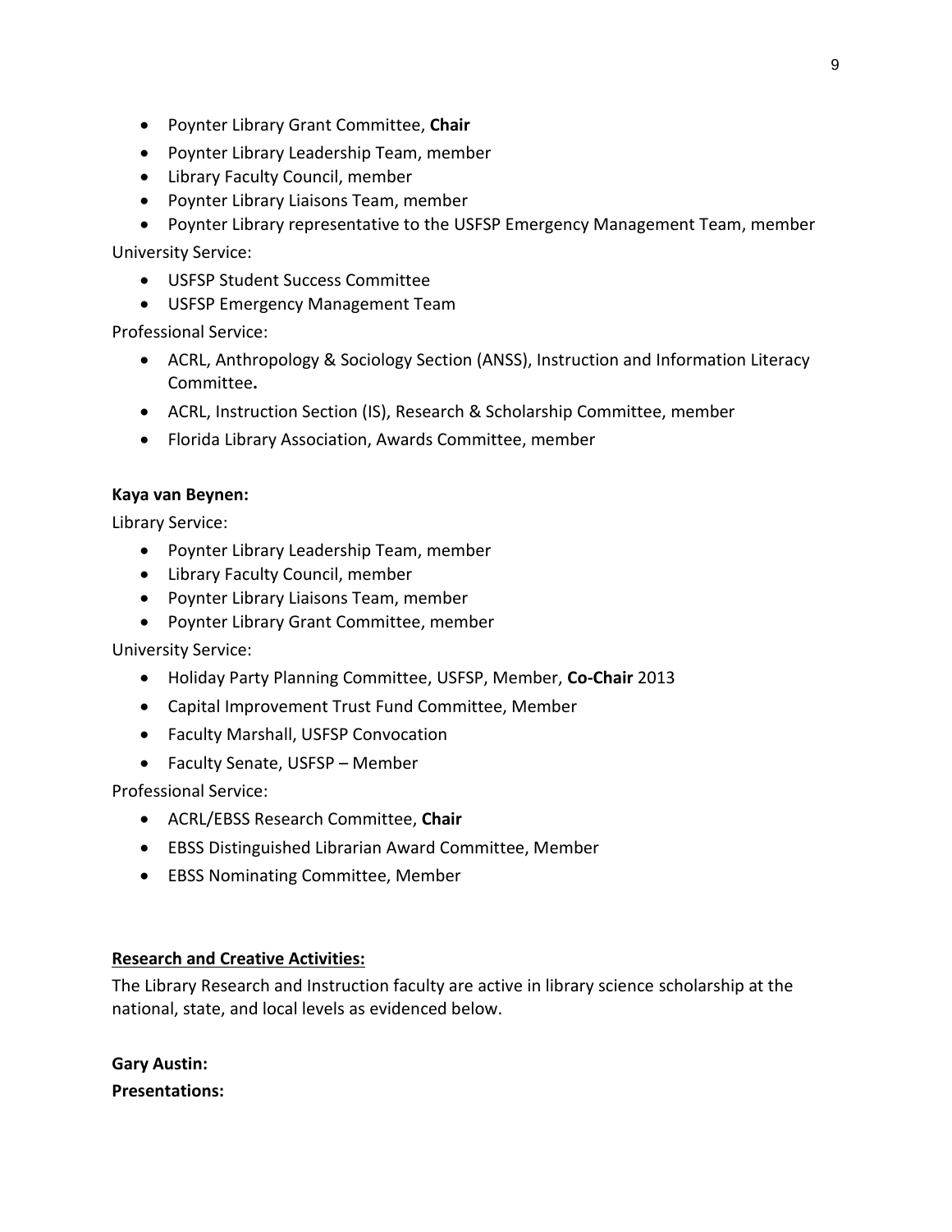- Poynter Library Grant Committee, **Chair**
- Poynter Library Leadership Team, member
- Library Faculty Council, member
- Poynter Library Liaisons Team, member
- Poynter Library representative to the USFSP Emergency Management Team, member

University Service:

- USFSP Student Success Committee
- USFSP Emergency Management Team

Professional Service:

- ACRL, Anthropology & Sociology Section (ANSS), Instruction and Information Literacy Committee**.**
- ACRL, Instruction Section (IS), Research & Scholarship Committee, member
- Florida Library Association, Awards Committee, member

**Kaya van Beynen:**

Library Service:

- Poynter Library Leadership Team, member
- Library Faculty Council, member
- Poynter Library Liaisons Team, member
- Poynter Library Grant Committee, member

University Service:

- Holiday Party Planning Committee, USFSP, Member, **Co-Chair** 2013
- Capital Improvement Trust Fund Committee, Member
- Faculty Marshall, USFSP Convocation
- Faculty Senate, USFSP – Member

Professional Service:

- ACRL/EBSS Research Committee, **Chair**
- EBSS Distinguished Librarian Award Committee, Member
- EBSS Nominating Committee, Member

**<u>Research and Creative Activities:</u>**

The Library Research and Instruction faculty are active in library science scholarship at the national, state, and local levels as evidenced below.

**Gary Austin:**

**Presentations:**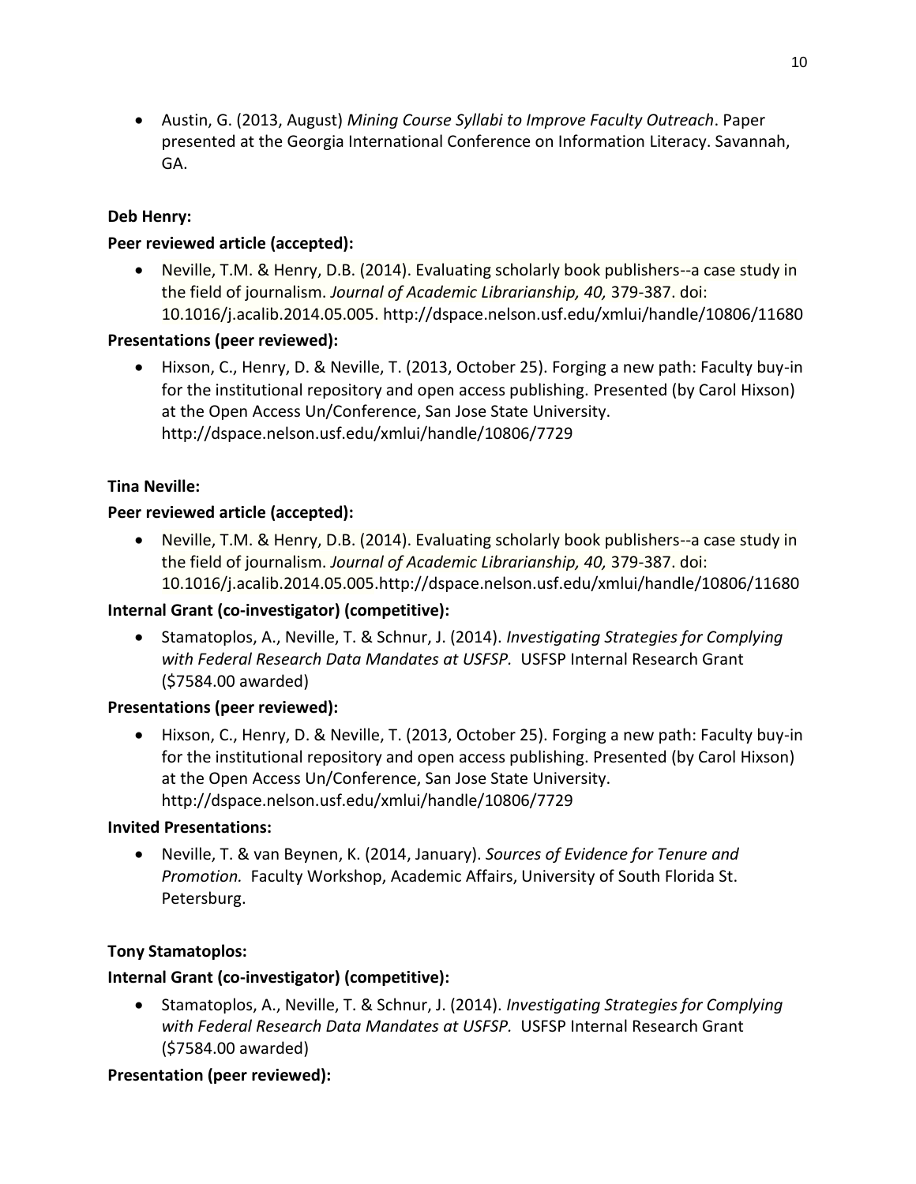- Austin, G. (2013, August) *Mining Course Syllabi to Improve Faculty Outreach*. Paper presented at the Georgia International Conference on Information Literacy. Savannah, GA.

**Deb Henry:**

**Peer reviewed article (accepted):**

- Neville, T.M. & Henry, D.B. (2014). Evaluating scholarly book publishers--a case study in the field of journalism. *Journal of Academic Librarianship, 40,* 379-387. doi: 10.1016/j.acalib.2014.05.005. http://dspace.nelson.usf.edu/xmlui/handle/10806/11680

**Presentations (peer reviewed):**

- Hixson, C., Henry, D. & Neville, T. (2013, October 25). Forging a new path: Faculty buy-in for the institutional repository and open access publishing. Presented (by Carol Hixson) at the Open Access Un/Conference, San Jose State University. http://dspace.nelson.usf.edu/xmlui/handle/10806/7729

**Tina Neville:**

**Peer reviewed article (accepted):**

- Neville, T.M. & Henry, D.B. (2014). Evaluating scholarly book publishers--a case study in the field of journalism. *Journal of Academic Librarianship, 40,* 379-387. doi: 10.1016/j.acalib.2014.05.005.http://dspace.nelson.usf.edu/xmlui/handle/10806/11680

**Internal Grant (co-investigator) (competitive):**

- Stamatoplos, A., Neville, T. & Schnur, J. (2014). *Investigating Strategies for Complying with Federal Research Data Mandates at USFSP.* USFSP Internal Research Grant ($7584.00 awarded)

**Presentations (peer reviewed):**

- Hixson, C., Henry, D. & Neville, T. (2013, October 25). Forging a new path: Faculty buy-in for the institutional repository and open access publishing. Presented (by Carol Hixson) at the Open Access Un/Conference, San Jose State University. http://dspace.nelson.usf.edu/xmlui/handle/10806/7729

**Invited Presentations:**

- Neville, T. & van Beynen, K. (2014, January). *Sources of Evidence for Tenure and Promotion.* Faculty Workshop, Academic Affairs, University of South Florida St. Petersburg.

**Tony Stamatoplos:**

**Internal Grant (co-investigator) (competitive):**

- Stamatoplos, A., Neville, T. & Schnur, J. (2014). *Investigating Strategies for Complying with Federal Research Data Mandates at USFSP.* USFSP Internal Research Grant ($7584.00 awarded)

**Presentation (peer reviewed):**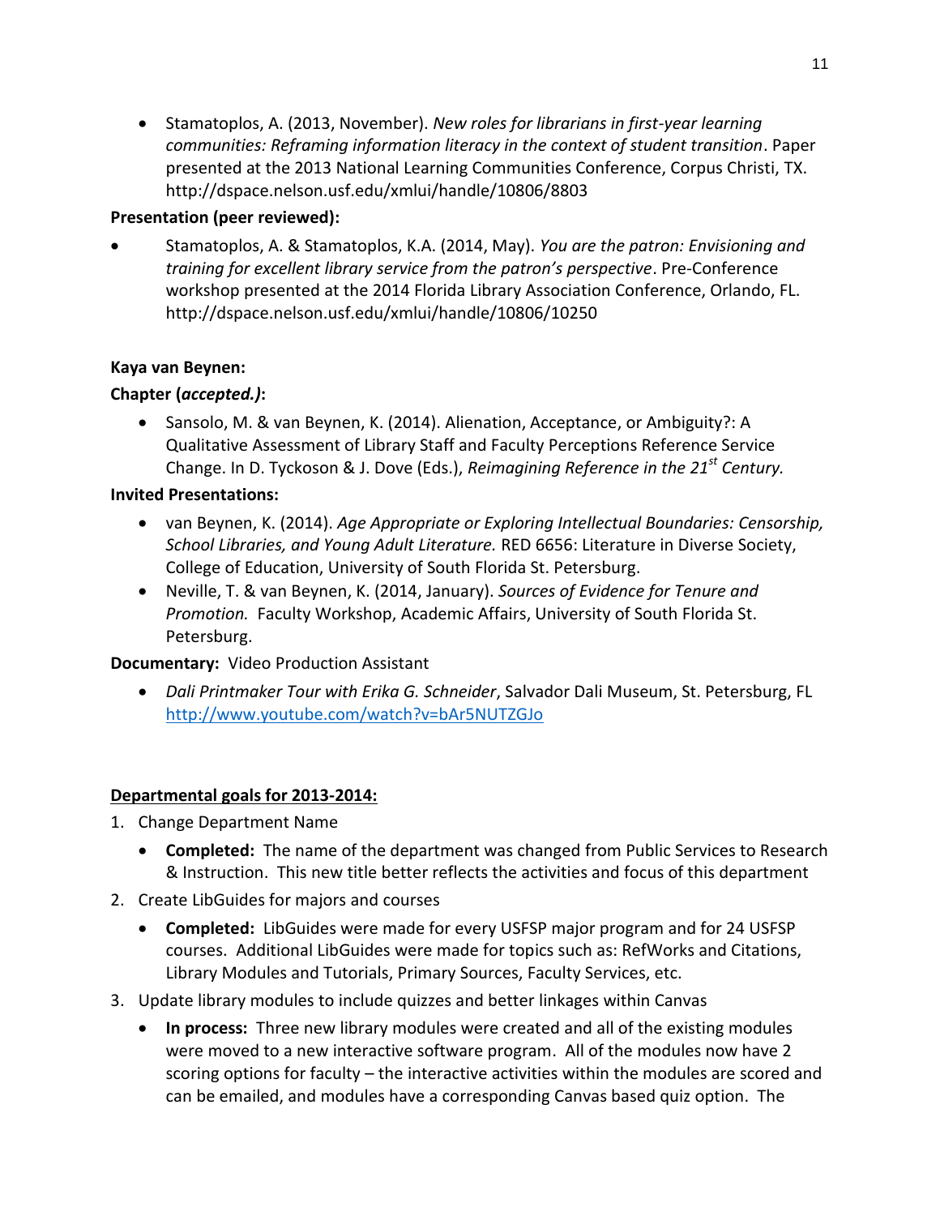- Stamatoplos, A. (2013, November). *New roles for librarians in first-year learning communities: Reframing information literacy in the context of student transition*. Paper presented at the 2013 National Learning Communities Conference, Corpus Christi, TX. http://dspace.nelson.usf.edu/xmlui/handle/10806/8803

**Presentation (peer reviewed):**

- Stamatoplos, A. & Stamatoplos, K.A. (2014, May). *You are the patron: Envisioning and training for excellent library service from the patron's perspective*. Pre-Conference workshop presented at the 2014 Florida Library Association Conference, Orlando, FL. http://dspace.nelson.usf.edu/xmlui/handle/10806/10250

**Kaya van Beynen:**

**Chapter (*accepted.)*:**

- Sansolo, M. & van Beynen, K. (2014). Alienation, Acceptance, or Ambiguity?: A Qualitative Assessment of Library Staff and Faculty Perceptions Reference Service Change. In D. Tyckoson & J. Dove (Eds.), *Reimagining Reference in the 21st Century.*

**Invited Presentations:**

- van Beynen, K. (2014). *Age Appropriate or Exploring Intellectual Boundaries: Censorship, School Libraries, and Young Adult Literature.* RED 6656: Literature in Diverse Society, College of Education, University of South Florida St. Petersburg.
- Neville, T. & van Beynen, K. (2014, January). *Sources of Evidence for Tenure and Promotion.* Faculty Workshop, Academic Affairs, University of South Florida St. Petersburg.

**Documentary:** Video Production Assistant

- *Dali Printmaker Tour with Erika G. Schneider*, Salvador Dali Museum, St. Petersburg, FL http://www.youtube.com/watch?v=bAr5NUTZGJo

**Departmental goals for 2013-2014:**

1. Change Department Name
   - **Completed:** The name of the department was changed from Public Services to Research & Instruction. This new title better reflects the activities and focus of this department
2. Create LibGuides for majors and courses
   - **Completed:** LibGuides were made for every USFSP major program and for 24 USFSP courses. Additional LibGuides were made for topics such as: RefWorks and Citations, Library Modules and Tutorials, Primary Sources, Faculty Services, etc.
3. Update library modules to include quizzes and better linkages within Canvas
   - **In process:** Three new library modules were created and all of the existing modules were moved to a new interactive software program. All of the modules now have 2 scoring options for faculty – the interactive activities within the modules are scored and can be emailed, and modules have a corresponding Canvas based quiz option. The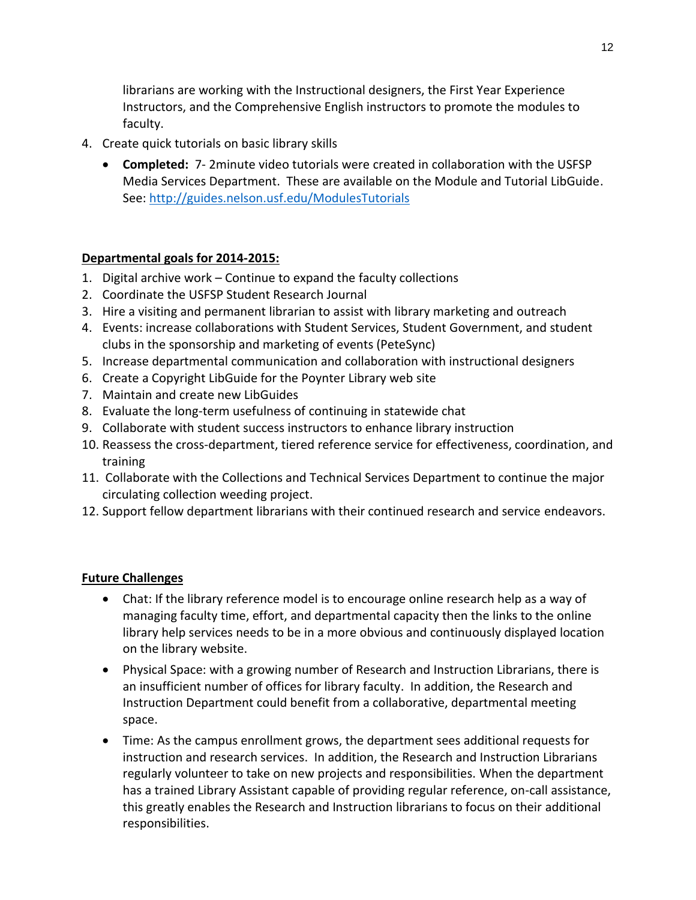librarians are working with the Instructional designers, the First Year Experience Instructors, and the Comprehensive English instructors to promote the modules to faculty.

4. Create quick tutorials on basic library skills
   - **Completed:** 7- 2minute video tutorials were created in collaboration with the USFSP Media Services Department. These are available on the Module and Tutorial LibGuide. See: http://guides.nelson.usf.edu/ModulesTutorials

**Departmental goals for 2014-2015:**

1. Digital archive work – Continue to expand the faculty collections
2. Coordinate the USFSP Student Research Journal
3. Hire a visiting and permanent librarian to assist with library marketing and outreach
4. Events: increase collaborations with Student Services, Student Government, and student clubs in the sponsorship and marketing of events (PeteSync)
5. Increase departmental communication and collaboration with instructional designers
6. Create a Copyright LibGuide for the Poynter Library web site
7. Maintain and create new LibGuides
8. Evaluate the long-term usefulness of continuing in statewide chat
9. Collaborate with student success instructors to enhance library instruction
10. Reassess the cross-department, tiered reference service for effectiveness, coordination, and training
11. Collaborate with the Collections and Technical Services Department to continue the major circulating collection weeding project.
12. Support fellow department librarians with their continued research and service endeavors.

**Future Challenges**

- Chat: If the library reference model is to encourage online research help as a way of managing faculty time, effort, and departmental capacity then the links to the online library help services needs to be in a more obvious and continuously displayed location on the library website.
- Physical Space: with a growing number of Research and Instruction Librarians, there is an insufficient number of offices for library faculty. In addition, the Research and Instruction Department could benefit from a collaborative, departmental meeting space.
- Time: As the campus enrollment grows, the department sees additional requests for instruction and research services. In addition, the Research and Instruction Librarians regularly volunteer to take on new projects and responsibilities. When the department has a trained Library Assistant capable of providing regular reference, on-call assistance, this greatly enables the Research and Instruction librarians to focus on their additional responsibilities.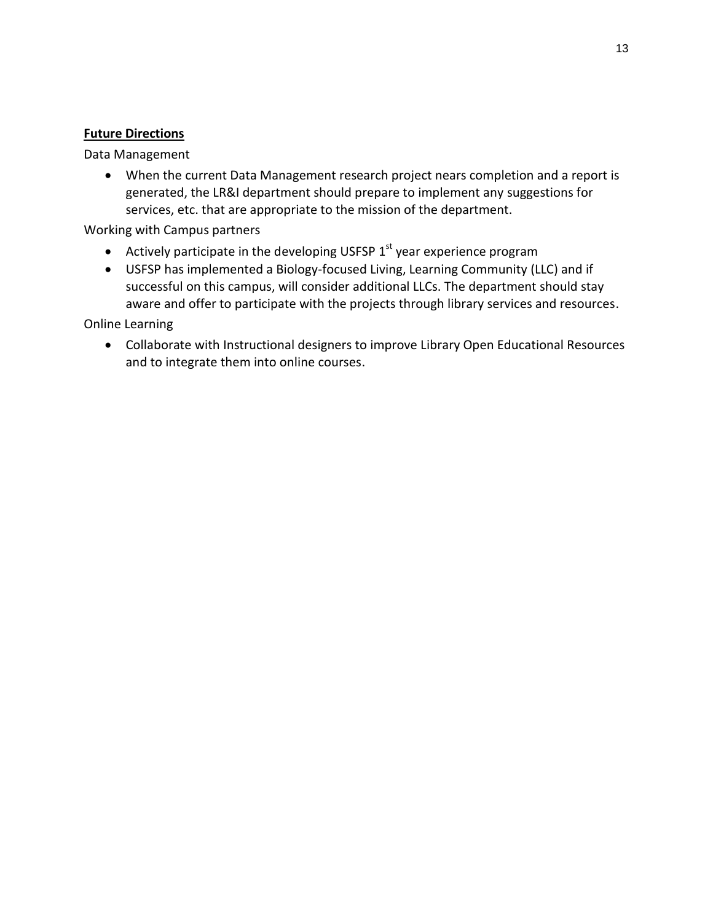## Future Directions

Data Management

- When the current Data Management research project nears completion and a report is generated, the LR&I department should prepare to implement any suggestions for services, etc. that are appropriate to the mission of the department.

Working with Campus partners

- Actively participate in the developing USFSP 1st year experience program
- USFSP has implemented a Biology-focused Living, Learning Community (LLC) and if successful on this campus, will consider additional LLCs. The department should stay aware and offer to participate with the projects through library services and resources.

Online Learning

- Collaborate with Instructional designers to improve Library Open Educational Resources and to integrate them into online courses.